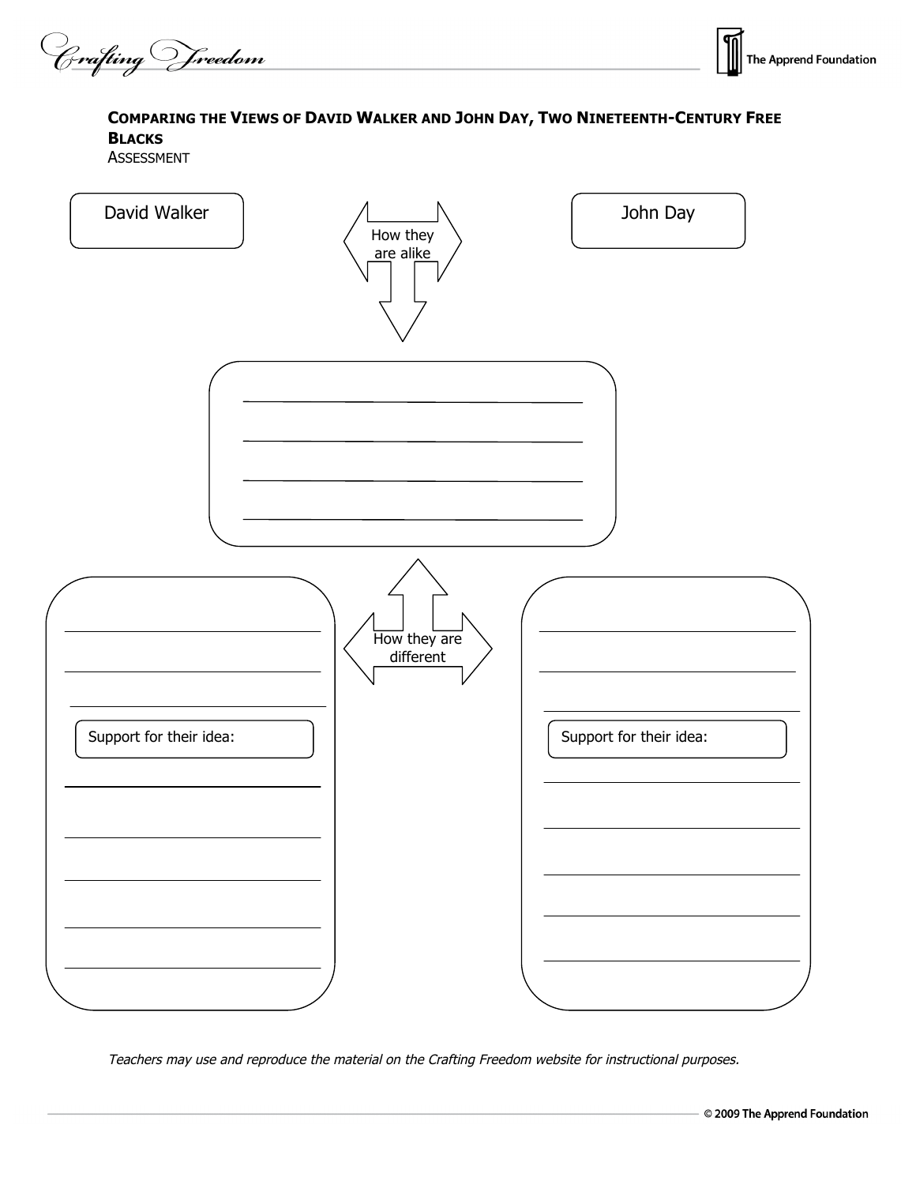## COMPARING THE VIEWS OF DAVID WALKER AND JOHN DAY, TWO NINETEENTH-CENTURY FREE BLACKS

ASSESSMENT

David Walker

How they are alike

John Day

______________________________

______________________________

______________________________

______________________________

How they are different

**David Walker**

______________________________

______________________________

______________________________

Support for their idea:

______________________________

______________________________

______________________________

______________________________

______________________________

**John Day**

______________________________

______________________________

______________________________

Support for their idea:

______________________________

______________________________

______________________________

______________________________

______________________________

*Teachers may use and reproduce the material on the Crafting Freedom website for instructional purposes.*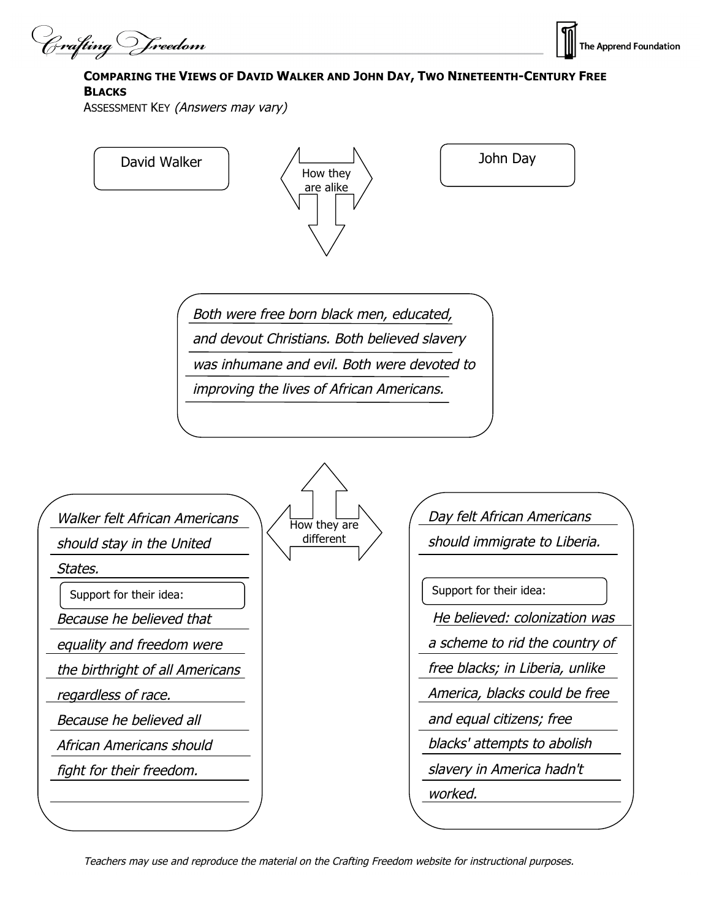## COMPARING THE VIEWS OF DAVID WALKER AND JOHN DAY, TWO NINETEENTH-CENTURY FREE BLACKS

ASSESSMENT KEY *(Answers may vary)*

David Walker

How they are alike

John Day

*Both were free born black men, educated, and devout Christians. Both believed slavery was inhumane and evil. Both were devoted to improving the lives of African Americans.*

How they are different

**David Walker**

*Walker felt African Americans should stay in the United States.*

Support for their idea:

*Because he believed that equality and freedom were the birthright of all Americans regardless of race.*
*Because he believed all African Americans should fight for their freedom.*

**John Day**

*Day felt African Americans should immigrate to Liberia.*

Support for their idea:

*He believed: colonization was a scheme to rid the country of free blacks; in Liberia, unlike America, blacks could be free and equal citizens; free blacks' attempts to abolish slavery in America hadn't worked.*

Teachers may use and reproduce the material on the Crafting Freedom website for instructional purposes.